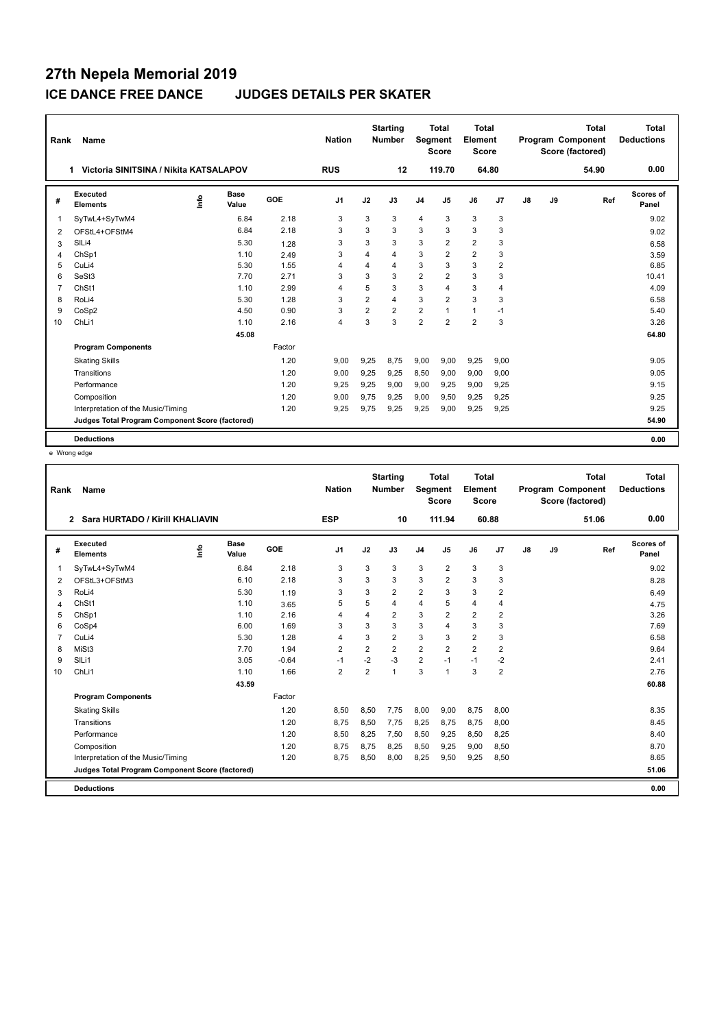# 27th Nepela Memorial 2019

## ICE DANCE FREE DANCE JUDGES DETAILS PER SKATER

| Rank | Name | Nation | Starting Number | Total Segment Score | Total Element Score | Total Program Component Score (factored) | Total Deductions |
|---|---|---|---|---|---|---|---|
| 1 | Victoria SINITSINA / Nikita KATSALAPOV | RUS | 12 | 119.70 | 64.80 | 54.90 | 0.00 |

| # | Executed Elements | Info | Base Value | GOE | J1 | J2 | J3 | J4 | J5 | J6 | J7 | J8 | J9 | Ref | Scores of Panel |
|---|---|---|---|---|---|---|---|---|---|---|---|---|---|---|---|
| 1 | SyTwL4+SyTwM4 | | 6.84 | 2.18 | 3 | 3 | 3 | 4 | 3 | 3 | 3 | | | | 9.02 |
| 2 | OFStL4+OFStM4 | | 6.84 | 2.18 | 3 | 3 | 3 | 3 | 3 | 3 | 3 | | | | 9.02 |
| 3 | SlLi4 | | 5.30 | 1.28 | 3 | 3 | 3 | 3 | 2 | 2 | 3 | | | | 6.58 |
| 4 | ChSp1 | | 1.10 | 2.49 | 3 | 4 | 4 | 3 | 2 | 2 | 3 | | | | 3.59 |
| 5 | CuLi4 | | 5.30 | 1.55 | 4 | 4 | 4 | 3 | 3 | 3 | 2 | | | | 6.85 |
| 6 | SeSt3 | | 7.70 | 2.71 | 3 | 3 | 3 | 2 | 2 | 3 | 3 | | | | 10.41 |
| 7 | ChSt1 | | 1.10 | 2.99 | 4 | 5 | 3 | 3 | 4 | 3 | 4 | | | | 4.09 |
| 8 | RoLi4 | | 5.30 | 1.28 | 3 | 2 | 4 | 3 | 2 | 3 | 3 | | | | 6.58 |
| 9 | CoSp2 | | 4.50 | 0.90 | 3 | 2 | 2 | 2 | 1 | 1 | -1 | | | | 5.40 |
| 10 | ChLi1 | | 1.10 | 2.16 | 4 | 3 | 3 | 2 | 2 | 2 | 3 | | | | 3.26 |
| | | | 45.08 | | | | | | | | | | | | 64.80 |
| | **Program Components** | | | Factor | | | | | | | | | | | |
| | Skating Skills | | | 1.20 | 9,00 | 9,25 | 8,75 | 9,00 | 9,00 | 9,25 | 9,00 | | | | 9.05 |
| | Transitions | | | 1.20 | 9,00 | 9,25 | 9,25 | 8,50 | 9,00 | 9,00 | 9,00 | | | | 9.05 |
| | Performance | | | 1.20 | 9,25 | 9,25 | 9,00 | 9,00 | 9,25 | 9,00 | 9,25 | | | | 9.15 |
| | Composition | | | 1.20 | 9,00 | 9,75 | 9,25 | 9,00 | 9,50 | 9,25 | 9,25 | | | | 9.25 |
| | Interpretation of the Music/Timing | | | 1.20 | 9,25 | 9,75 | 9,25 | 9,25 | 9,00 | 9,25 | 9,25 | | | | 9.25 |
| | **Judges Total Program Component Score (factored)** | | | | | | | | | | | | | | 54.90 |
| | **Deductions** | | | | | | | | | | | | | | 0.00 |

e Wrong edge

| Rank | Name | Nation | Starting Number | Total Segment Score | Total Element Score | Total Program Component Score (factored) | Total Deductions |
|---|---|---|---|---|---|---|---|
| 2 | Sara HURTADO / Kirill KHALIAVIN | ESP | 10 | 111.94 | 60.88 | 51.06 | 0.00 |

| # | Executed Elements | Info | Base Value | GOE | J1 | J2 | J3 | J4 | J5 | J6 | J7 | J8 | J9 | Ref | Scores of Panel |
|---|---|---|---|---|---|---|---|---|---|---|---|---|---|---|---|
| 1 | SyTwL4+SyTwM4 | | 6.84 | 2.18 | 3 | 3 | 3 | 3 | 2 | 3 | 3 | | | | 9.02 |
| 2 | OFStL3+OFStM3 | | 6.10 | 2.18 | 3 | 3 | 3 | 3 | 2 | 3 | 3 | | | | 8.28 |
| 3 | RoLi4 | | 5.30 | 1.19 | 3 | 3 | 2 | 2 | 3 | 3 | 2 | | | | 6.49 |
| 4 | ChSt1 | | 1.10 | 3.65 | 5 | 5 | 4 | 4 | 5 | 4 | 4 | | | | 4.75 |
| 5 | ChSp1 | | 1.10 | 2.16 | 4 | 4 | 2 | 3 | 2 | 2 | 2 | | | | 3.26 |
| 6 | CoSp4 | | 6.00 | 1.69 | 3 | 3 | 3 | 3 | 4 | 3 | 3 | | | | 7.69 |
| 7 | CuLi4 | | 5.30 | 1.28 | 4 | 3 | 2 | 3 | 3 | 2 | 3 | | | | 6.58 |
| 8 | MiSt3 | | 7.70 | 1.94 | 2 | 2 | 2 | 2 | 2 | 2 | 2 | | | | 9.64 |
| 9 | SlLi1 | | 3.05 | -0.64 | -1 | -2 | -3 | 2 | -1 | -1 | -2 | | | | 2.41 |
| 10 | ChLi1 | | 1.10 | 1.66 | 2 | 2 | 1 | 3 | 1 | 3 | 2 | | | | 2.76 |
| | | | 43.59 | | | | | | | | | | | | 60.88 |
| | **Program Components** | | | Factor | | | | | | | | | | | |
| | Skating Skills | | | 1.20 | 8,50 | 8,50 | 7,75 | 8,00 | 9,00 | 8,75 | 8,00 | | | | 8.35 |
| | Transitions | | | 1.20 | 8,75 | 8,50 | 7,75 | 8,25 | 8,75 | 8,75 | 8,00 | | | | 8.45 |
| | Performance | | | 1.20 | 8,50 | 8,25 | 7,50 | 8,50 | 9,25 | 8,50 | 8,25 | | | | 8.40 |
| | Composition | | | 1.20 | 8,75 | 8,75 | 8,25 | 8,50 | 9,25 | 9,00 | 8,50 | | | | 8.70 |
| | Interpretation of the Music/Timing | | | 1.20 | 8,75 | 8,50 | 8,00 | 8,25 | 9,50 | 9,25 | 8,50 | | | | 8.65 |
| | **Judges Total Program Component Score (factored)** | | | | | | | | | | | | | | 51.06 |
| | **Deductions** | | | | | | | | | | | | | | 0.00 |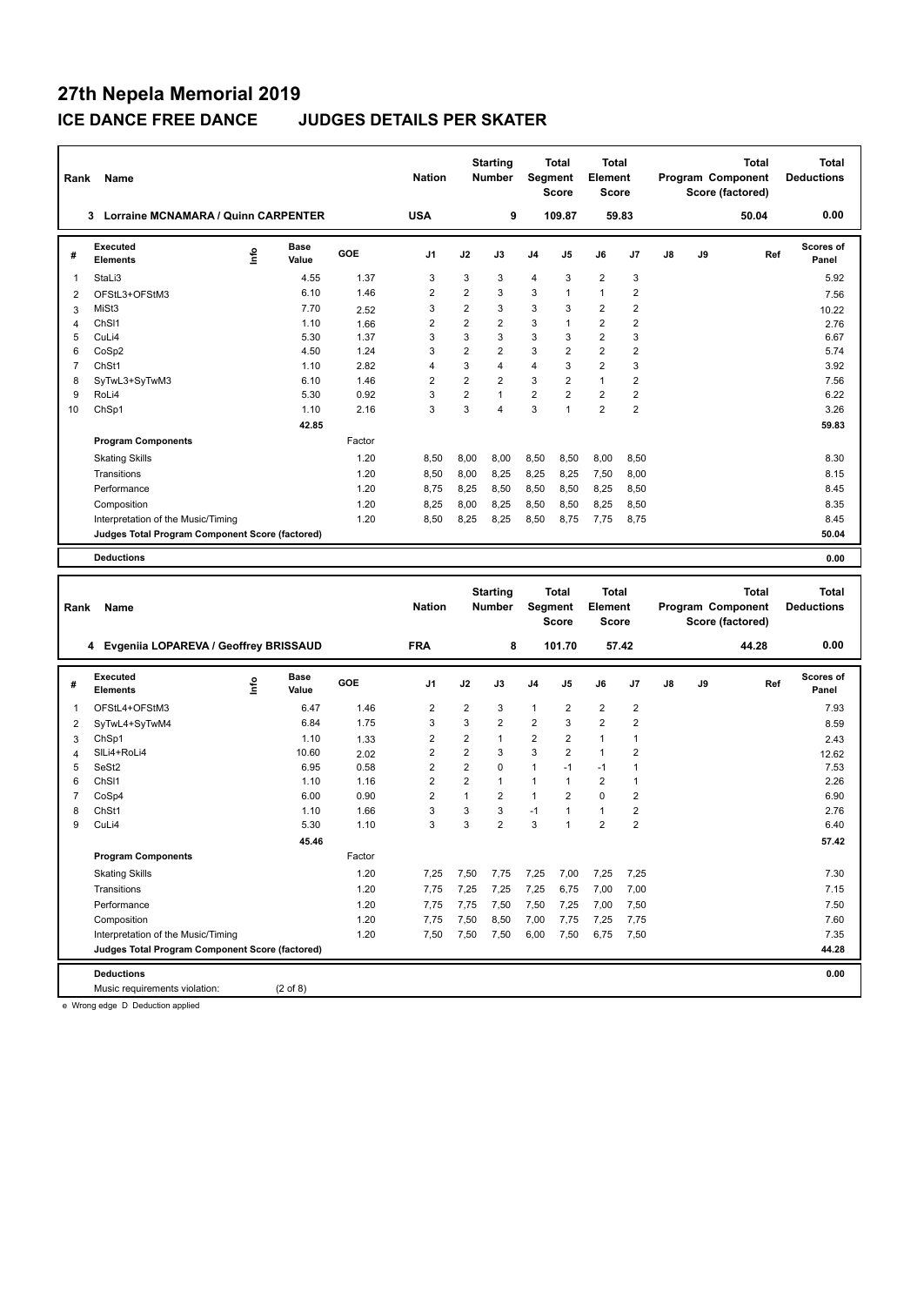# 27th Nepela Memorial 2019

## ICE DANCE FREE DANCE JUDGES DETAILS PER SKATER

| Rank | Name | Nation | Starting Number | Total Segment Score | Total Element Score | Total Program Component Score (factored) | Total Deductions |
|---|---|---|---|---|---|---|---|
| 3 | Lorraine MCNAMARA / Quinn CARPENTER | USA | 9 | 109.87 | 59.83 | 50.04 | 0.00 |

| # | Executed Elements | Info | Base Value | GOE | J1 | J2 | J3 | J4 | J5 | J6 | J7 | J8 | J9 | Ref | Scores of Panel |
|---|---|---|---|---|---|---|---|---|---|---|---|---|---|---|---|
| 1 | StaLi3 | | 4.55 | 1.37 | 3 | 3 | 3 | 4 | 3 | 2 | 3 | | | | 5.92 |
| 2 | OFStL3+OFStM3 | | 6.10 | 1.46 | 2 | 2 | 3 | 3 | 1 | 1 | 2 | | | | 7.56 |
| 3 | MiSt3 | | 7.70 | 2.52 | 3 | 2 | 3 | 3 | 3 | 2 | 2 | | | | 10.22 |
| 4 | ChSl1 | | 1.10 | 1.66 | 2 | 2 | 2 | 3 | 1 | 2 | 2 | | | | 2.76 |
| 5 | CuLi4 | | 5.30 | 1.37 | 3 | 3 | 3 | 3 | 3 | 2 | 3 | | | | 6.67 |
| 6 | CoSp2 | | 4.50 | 1.24 | 3 | 2 | 2 | 3 | 2 | 2 | 2 | | | | 5.74 |
| 7 | ChSt1 | | 1.10 | 2.82 | 4 | 3 | 4 | 4 | 3 | 2 | 3 | | | | 3.92 |
| 8 | SyTwL3+SyTwM3 | | 6.10 | 1.46 | 2 | 2 | 2 | 3 | 2 | 1 | 2 | | | | 7.56 |
| 9 | RoLi4 | | 5.30 | 0.92 | 3 | 2 | 1 | 2 | 2 | 2 | 2 | | | | 6.22 |
| 10 | ChSp1 | | 1.10 | 2.16 | 3 | 3 | 4 | 3 | 1 | 2 | 2 | | | | 3.26 |
| | | | 42.85 | | | | | | | | | | | | 59.83 |

| Program Components | Factor | J1 | J2 | J3 | J4 | J5 | J6 | J7 | J8 | J9 | Scores of Panel |
|---|---|---|---|---|---|---|---|---|---|---|---|
| Skating Skills | 1.20 | 8,50 | 8,00 | 8,00 | 8,50 | 8,50 | 8,00 | 8,50 | | | 8.30 |
| Transitions | 1.20 | 8,50 | 8,00 | 8,25 | 8,25 | 8,25 | 7,50 | 8,00 | | | 8.15 |
| Performance | 1.20 | 8,75 | 8,25 | 8,50 | 8,50 | 8,50 | 8,25 | 8,50 | | | 8.45 |
| Composition | 1.20 | 8,25 | 8,00 | 8,25 | 8,50 | 8,50 | 8,25 | 8,50 | | | 8.35 |
| Interpretation of the Music/Timing | 1.20 | 8,50 | 8,25 | 8,25 | 8,50 | 8,75 | 7,75 | 8,75 | | | 8.45 |
| Judges Total Program Component Score (factored) | | | | | | | | | | | 50.04 |

**Deductions** 0.00

| Rank | Name | Nation | Starting Number | Total Segment Score | Total Element Score | Total Program Component Score (factored) | Total Deductions |
|---|---|---|---|---|---|---|---|
| 4 | Evgeniia LOPAREVA / Geoffrey BRISSAUD | FRA | 8 | 101.70 | 57.42 | 44.28 | 0.00 |

| # | Executed Elements | Info | Base Value | GOE | J1 | J2 | J3 | J4 | J5 | J6 | J7 | J8 | J9 | Ref | Scores of Panel |
|---|---|---|---|---|---|---|---|---|---|---|---|---|---|---|---|
| 1 | OFStL4+OFStM3 | | 6.47 | 1.46 | 2 | 2 | 3 | 1 | 2 | 2 | 2 | | | | 7.93 |
| 2 | SyTwL4+SyTwM4 | | 6.84 | 1.75 | 3 | 3 | 2 | 2 | 3 | 2 | 2 | | | | 8.59 |
| 3 | ChSp1 | | 1.10 | 1.33 | 2 | 2 | 1 | 2 | 2 | 1 | 1 | | | | 2.43 |
| 4 | SlLi4+RoLi4 | | 10.60 | 2.02 | 2 | 2 | 3 | 3 | 2 | 1 | 2 | | | | 12.62 |
| 5 | SeSt2 | | 6.95 | 0.58 | 2 | 2 | 0 | 1 | -1 | -1 | 1 | | | | 7.53 |
| 6 | ChSl1 | | 1.10 | 1.16 | 2 | 2 | 1 | 1 | 1 | 2 | 1 | | | | 2.26 |
| 7 | CoSp4 | | 6.00 | 0.90 | 2 | 1 | 2 | 1 | 2 | 0 | 2 | | | | 6.90 |
| 8 | ChSt1 | | 1.10 | 1.66 | 3 | 3 | 3 | -1 | 1 | 1 | 2 | | | | 2.76 |
| 9 | CuLi4 | | 5.30 | 1.10 | 3 | 3 | 2 | 3 | 1 | 2 | 2 | | | | 6.40 |
| | | | 45.46 | | | | | | | | | | | | 57.42 |

| Program Components | Factor | J1 | J2 | J3 | J4 | J5 | J6 | J7 | J8 | J9 | Scores of Panel |
|---|---|---|---|---|---|---|---|---|---|---|---|
| Skating Skills | 1.20 | 7,25 | 7,50 | 7,75 | 7,25 | 7,00 | 7,25 | 7,25 | | | 7.30 |
| Transitions | 1.20 | 7,75 | 7,25 | 7,25 | 7,25 | 6,75 | 7,00 | 7,00 | | | 7.15 |
| Performance | 1.20 | 7,75 | 7,75 | 7,50 | 7,50 | 7,25 | 7,00 | 7,50 | | | 7.50 |
| Composition | 1.20 | 7,75 | 7,50 | 8,50 | 7,00 | 7,75 | 7,25 | 7,75 | | | 7.60 |
| Interpretation of the Music/Timing | 1.20 | 7,50 | 7,50 | 7,50 | 6,00 | 7,50 | 6,75 | 7,50 | | | 7.35 |
| Judges Total Program Component Score (factored) | | | | | | | | | | | 44.28 |

**Deductions** 0.00

Music requirements violation: (2 of 8)

e Wrong edge D Deduction applied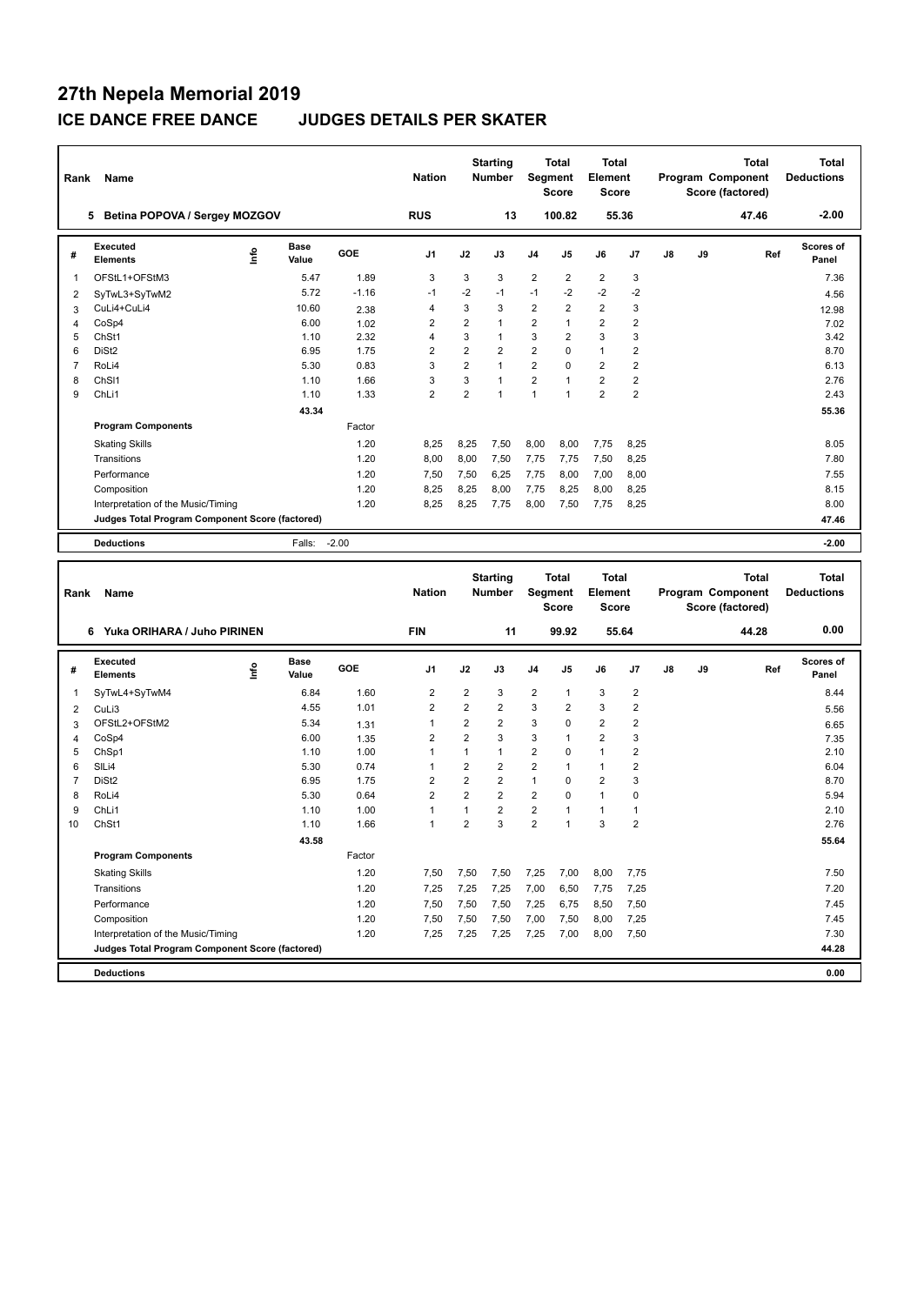# 27th Nepela Memorial 2019

## ICE DANCE FREE DANCE JUDGES DETAILS PER SKATER

| Rank | Name | Nation | Starting Number | Total Segment Score | Total Element Score | Total Program Component Score (factored) | Total Deductions |
|---|---|---|---|---|---|---|---|
| 5 | Betina POPOVA / Sergey MOZGOV | RUS | 13 | 100.82 | 55.36 | 47.46 | -2.00 |

| # | Executed Elements | Info | Base Value | GOE | J1 | J2 | J3 | J4 | J5 | J6 | J7 | J8 | J9 | Ref | Scores of Panel |
|---|---|---|---|---|---|---|---|---|---|---|---|---|---|---|---|
| 1 | OFStL1+OFStM3 | | 5.47 | 1.89 | 3 | 3 | 3 | 2 | 2 | 2 | 3 | | | | 7.36 |
| 2 | SyTwL3+SyTwM2 | | 5.72 | -1.16 | -1 | -2 | -1 | -1 | -2 | -2 | -2 | | | | 4.56 |
| 3 | CuLi4+CuLi4 | | 10.60 | 2.38 | 4 | 3 | 3 | 2 | 2 | 2 | 3 | | | | 12.98 |
| 4 | CoSp4 | | 6.00 | 1.02 | 2 | 2 | 1 | 2 | 1 | 2 | 2 | | | | 7.02 |
| 5 | ChSt1 | | 1.10 | 2.32 | 4 | 3 | 1 | 3 | 2 | 3 | 3 | | | | 3.42 |
| 6 | DiSt2 | | 6.95 | 1.75 | 2 | 2 | 2 | 2 | 0 | 1 | 2 | | | | 8.70 |
| 7 | RoLi4 | | 5.30 | 0.83 | 3 | 2 | 1 | 2 | 0 | 2 | 2 | | | | 6.13 |
| 8 | ChSl1 | | 1.10 | 1.66 | 3 | 3 | 1 | 2 | 1 | 2 | 2 | | | | 2.76 |
| 9 | ChLi1 | | 1.10 | 1.33 | 2 | 2 | 1 | 1 | 1 | 2 | 2 | | | | 2.43 |
| | | | 43.34 | | | | | | | | | | | | 55.36 |

| Program Components | Factor | J1 | J2 | J3 | J4 | J5 | J6 | J7 | J8 | J9 | Scores of Panel |
|---|---|---|---|---|---|---|---|---|---|---|---|
| Skating Skills | 1.20 | 8,25 | 8,25 | 7,50 | 8,00 | 8,00 | 7,75 | 8,25 | | | 8.05 |
| Transitions | 1.20 | 8,00 | 8,00 | 7,50 | 7,75 | 7,75 | 7,50 | 8,25 | | | 7.80 |
| Performance | 1.20 | 7,50 | 7,50 | 6,25 | 7,75 | 8,00 | 7,00 | 8,00 | | | 7.55 |
| Composition | 1.20 | 8,25 | 8,25 | 8,00 | 7,75 | 8,25 | 8,00 | 8,25 | | | 8.15 |
| Interpretation of the Music/Timing | 1.20 | 8,25 | 8,25 | 7,75 | 8,00 | 7,50 | 7,75 | 8,25 | | | 8.00 |
| Judges Total Program Component Score (factored) | | | | | | | | | | | 47.46 |

| Deductions | Falls: -2.00 | -2.00 |
|---|---|---|

| Rank | Name | Nation | Starting Number | Total Segment Score | Total Element Score | Total Program Component Score (factored) | Total Deductions |
|---|---|---|---|---|---|---|---|
| 6 | Yuka ORIHARA / Juho PIRINEN | FIN | 11 | 99.92 | 55.64 | 44.28 | 0.00 |

| # | Executed Elements | Info | Base Value | GOE | J1 | J2 | J3 | J4 | J5 | J6 | J7 | J8 | J9 | Ref | Scores of Panel |
|---|---|---|---|---|---|---|---|---|---|---|---|---|---|---|---|
| 1 | SyTwL4+SyTwM4 | | 6.84 | 1.60 | 2 | 2 | 3 | 2 | 1 | 3 | 2 | | | | 8.44 |
| 2 | CuLi3 | | 4.55 | 1.01 | 2 | 2 | 2 | 3 | 2 | 3 | 2 | | | | 5.56 |
| 3 | OFStL2+OFStM2 | | 5.34 | 1.31 | 1 | 2 | 2 | 3 | 0 | 2 | 2 | | | | 6.65 |
| 4 | CoSp4 | | 6.00 | 1.35 | 2 | 2 | 3 | 3 | 1 | 2 | 3 | | | | 7.35 |
| 5 | ChSp1 | | 1.10 | 1.00 | 1 | 1 | 1 | 2 | 0 | 1 | 2 | | | | 2.10 |
| 6 | SlLi4 | | 5.30 | 0.74 | 1 | 2 | 2 | 2 | 1 | 1 | 2 | | | | 6.04 |
| 7 | DiSt2 | | 6.95 | 1.75 | 2 | 2 | 2 | 1 | 0 | 2 | 3 | | | | 8.70 |
| 8 | RoLi4 | | 5.30 | 0.64 | 2 | 2 | 2 | 2 | 0 | 1 | 0 | | | | 5.94 |
| 9 | ChLi1 | | 1.10 | 1.00 | 1 | 1 | 2 | 2 | 1 | 1 | 1 | | | | 2.10 |
| 10 | ChSt1 | | 1.10 | 1.66 | 1 | 2 | 3 | 2 | 1 | 3 | 2 | | | | 2.76 |
| | | | 43.58 | | | | | | | | | | | | 55.64 |

| Program Components | Factor | J1 | J2 | J3 | J4 | J5 | J6 | J7 | J8 | J9 | Scores of Panel |
|---|---|---|---|---|---|---|---|---|---|---|---|
| Skating Skills | 1.20 | 7,50 | 7,50 | 7,50 | 7,25 | 7,00 | 8,00 | 7,75 | | | 7.50 |
| Transitions | 1.20 | 7,25 | 7,25 | 7,25 | 7,00 | 6,50 | 7,75 | 7,25 | | | 7.20 |
| Performance | 1.20 | 7,50 | 7,50 | 7,50 | 7,25 | 6,75 | 8,50 | 7,50 | | | 7.45 |
| Composition | 1.20 | 7,50 | 7,50 | 7,50 | 7,00 | 7,50 | 8,00 | 7,25 | | | 7.45 |
| Interpretation of the Music/Timing | 1.20 | 7,25 | 7,25 | 7,25 | 7,25 | 7,00 | 8,00 | 7,50 | | | 7.30 |
| Judges Total Program Component Score (factored) | | | | | | | | | | | 44.28 |

| Deductions | | 0.00 |
|---|---|---|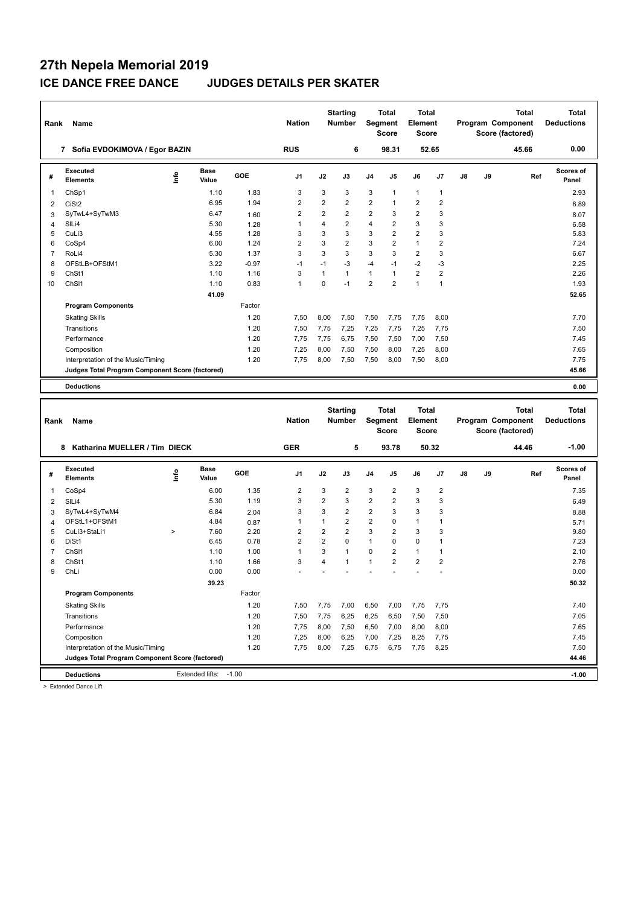# 27th Nepela Memorial 2019

## ICE DANCE FREE DANCE JUDGES DETAILS PER SKATER

| Rank | Name | Nation | Starting Number | Total Segment Score | Total Element Score | Total Program Component Score (factored) | Total Deductions |
|---|---|---|---|---|---|---|---|
| 7 | Sofia EVDOKIMOVA / Egor BAZIN | RUS | 6 | 98.31 | 52.65 | 45.66 | 0.00 |

| # | Executed Elements | Info | Base Value | GOE | J1 | J2 | J3 | J4 | J5 | J6 | J7 | J8 | J9 | Ref | Scores of Panel |
|---|---|---|---|---|---|---|---|---|---|---|---|---|---|---|---|
| 1 | ChSp1 | | 1.10 | 1.83 | 3 | 3 | 3 | 3 | 1 | 1 | 1 | | | | 2.93 |
| 2 | CiSt2 | | 6.95 | 1.94 | 2 | 2 | 2 | 2 | 1 | 2 | 2 | | | | 8.89 |
| 3 | SyTwL4+SyTwM3 | | 6.47 | 1.60 | 2 | 2 | 2 | 2 | 3 | 2 | 3 | | | | 8.07 |
| 4 | SlLi4 | | 5.30 | 1.28 | 1 | 4 | 2 | 4 | 2 | 3 | 3 | | | | 6.58 |
| 5 | CuLi3 | | 4.55 | 1.28 | 3 | 3 | 3 | 3 | 2 | 2 | 3 | | | | 5.83 |
| 6 | CoSp4 | | 6.00 | 1.24 | 2 | 3 | 2 | 3 | 2 | 1 | 2 | | | | 7.24 |
| 7 | RoLi4 | | 5.30 | 1.37 | 3 | 3 | 3 | 3 | 3 | 2 | 3 | | | | 6.67 |
| 8 | OFStLB+OFStM1 | | 3.22 | -0.97 | -1 | -1 | -3 | -4 | -1 | -2 | -3 | | | | 2.25 |
| 9 | ChSt1 | | 1.10 | 1.16 | 3 | 1 | 1 | 1 | 1 | 2 | 2 | | | | 2.26 |
| 10 | ChSl1 | | 1.10 | 0.83 | 1 | 0 | -1 | 2 | 2 | 1 | 1 | | | | 1.93 |
| | | | 41.09 | | | | | | | | | | | | 52.65 |
| | **Program Components** | | | Factor | | | | | | | | | | | |
| | Skating Skills | | | 1.20 | 7,50 | 8,00 | 7,50 | 7,50 | 7,75 | 7,75 | 8,00 | | | | 7.70 |
| | Transitions | | | 1.20 | 7,50 | 7,75 | 7,25 | 7,25 | 7,75 | 7,25 | 7,75 | | | | 7.50 |
| | Performance | | | 1.20 | 7,75 | 7,75 | 6,75 | 7,50 | 7,50 | 7,00 | 7,50 | | | | 7.45 |
| | Composition | | | 1.20 | 7,25 | 8,00 | 7,50 | 7,50 | 8,00 | 7,25 | 8,00 | | | | 7.65 |
| | Interpretation of the Music/Timing | | | 1.20 | 7,75 | 8,00 | 7,50 | 7,50 | 8,00 | 7,50 | 8,00 | | | | 7.75 |
| | **Judges Total Program Component Score (factored)** | | | | | | | | | | | | | | 45.66 |
| | **Deductions** | | | | | | | | | | | | | | 0.00 |

| Rank | Name | Nation | Starting Number | Total Segment Score | Total Element Score | Total Program Component Score (factored) | Total Deductions |
|---|---|---|---|---|---|---|---|
| 8 | Katharina MUELLER / Tim DIECK | GER | 5 | 93.78 | 50.32 | 44.46 | -1.00 |

| # | Executed Elements | Info | Base Value | GOE | J1 | J2 | J3 | J4 | J5 | J6 | J7 | J8 | J9 | Ref | Scores of Panel |
|---|---|---|---|---|---|---|---|---|---|---|---|---|---|---|---|
| 1 | CoSp4 | | 6.00 | 1.35 | 2 | 3 | 2 | 3 | 2 | 3 | 2 | | | | 7.35 |
| 2 | SlLi4 | | 5.30 | 1.19 | 3 | 2 | 3 | 2 | 2 | 3 | 3 | | | | 6.49 |
| 3 | SyTwL4+SyTwM4 | | 6.84 | 2.04 | 3 | 3 | 2 | 2 | 3 | 3 | 3 | | | | 8.88 |
| 4 | OFStL1+OFStM1 | | 4.84 | 0.87 | 1 | 1 | 2 | 2 | 0 | 1 | 1 | | | | 5.71 |
| 5 | CuLi3+StaLi1 | > | 7.60 | 2.20 | 2 | 2 | 2 | 3 | 2 | 3 | 3 | | | | 9.80 |
| 6 | DiSt1 | | 6.45 | 0.78 | 2 | 2 | 0 | 1 | 0 | 0 | 1 | | | | 7.23 |
| 7 | ChSl1 | | 1.10 | 1.00 | 1 | 3 | 1 | 0 | 2 | 1 | 1 | | | | 2.10 |
| 8 | ChSt1 | | 1.10 | 1.66 | 3 | 4 | 1 | 1 | 2 | 2 | 2 | | | | 2.76 |
| 9 | ChLi | | 0.00 | 0.00 | - | - | - | - | - | - | - | | | | 0.00 |
| | | | 39.23 | | | | | | | | | | | | 50.32 |
| | **Program Components** | | | Factor | | | | | | | | | | | |
| | Skating Skills | | | 1.20 | 7,50 | 7,75 | 7,00 | 6,50 | 7,00 | 7,75 | 7,75 | | | | 7.40 |
| | Transitions | | | 1.20 | 7,50 | 7,75 | 6,25 | 6,25 | 6,50 | 7,50 | 7,50 | | | | 7.05 |
| | Performance | | | 1.20 | 7,75 | 8,00 | 7,50 | 6,50 | 7,00 | 8,00 | 8,00 | | | | 7.65 |
| | Composition | | | 1.20 | 7,25 | 8,00 | 6,25 | 7,00 | 7,25 | 8,25 | 7,75 | | | | 7.45 |
| | Interpretation of the Music/Timing | | | 1.20 | 7,75 | 8,00 | 7,25 | 6,75 | 6,75 | 7,75 | 8,25 | | | | 7.50 |
| | **Judges Total Program Component Score (factored)** | | | | | | | | | | | | | | 44.46 |
| | **Deductions** | | Extended lifts: -1.00 | | | | | | | | | | | | -1.00 |

> Extended Dance Lift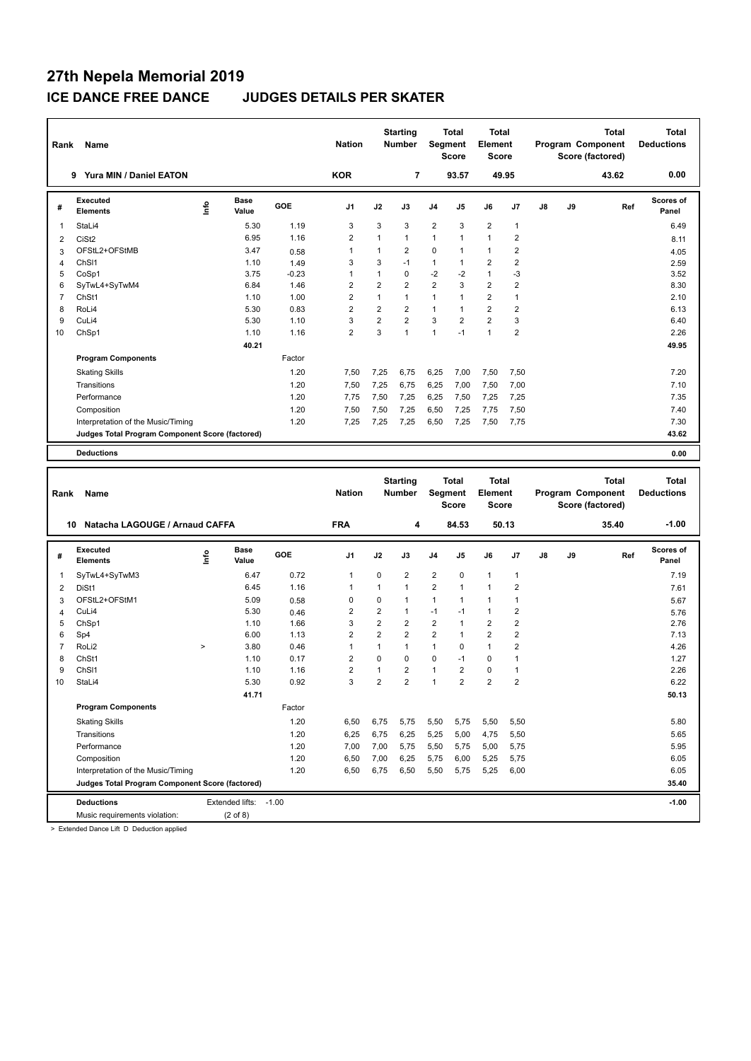# 27th Nepela Memorial 2019

## ICE DANCE FREE DANCE JUDGES DETAILS PER SKATER

| Rank | Name | Nation | Starting Number | Total Segment Score | Total Element Score | Total Program Component Score (factored) | Total Deductions |
|---|---|---|---|---|---|---|---|
| 9 | Yura MIN / Daniel EATON | KOR | 7 | 93.57 | 49.95 | 43.62 | 0.00 |

| # | Executed Elements | Info | Base Value | GOE | J1 | J2 | J3 | J4 | J5 | J6 | J7 | J8 | J9 | Ref | Scores of Panel |
|---|---|---|---|---|---|---|---|---|---|---|---|---|---|---|---|
| 1 | StaLi4 | | 5.30 | 1.19 | 3 | 3 | 3 | 2 | 3 | 2 | 1 | | | | 6.49 |
| 2 | CiSt2 | | 6.95 | 1.16 | 2 | 1 | 1 | 1 | 1 | 1 | 2 | | | | 8.11 |
| 3 | OFStL2+OFStMB | | 3.47 | 0.58 | 1 | 1 | 2 | 0 | 1 | 1 | 2 | | | | 4.05 |
| 4 | ChSl1 | | 1.10 | 1.49 | 3 | 3 | -1 | 1 | 1 | 2 | 2 | | | | 2.59 |
| 5 | CoSp1 | | 3.75 | -0.23 | 1 | 1 | 0 | -2 | -2 | 1 | -3 | | | | 3.52 |
| 6 | SyTwL4+SyTwM4 | | 6.84 | 1.46 | 2 | 2 | 2 | 2 | 3 | 2 | 2 | | | | 8.30 |
| 7 | ChSt1 | | 1.10 | 1.00 | 2 | 1 | 1 | 1 | 1 | 2 | 1 | | | | 2.10 |
| 8 | RoLi4 | | 5.30 | 0.83 | 2 | 2 | 2 | 1 | 1 | 2 | 2 | | | | 6.13 |
| 9 | CuLi4 | | 5.30 | 1.10 | 3 | 2 | 2 | 3 | 2 | 2 | 3 | | | | 6.40 |
| 10 | ChSp1 | | 1.10 | 1.16 | 2 | 3 | 1 | 1 | -1 | 1 | 2 | | | | 2.26 |
| | | | 40.21 | | | | | | | | | | | | 49.95 |
| | **Program Components** | | | Factor | | | | | | | | | | | |
| | Skating Skills | | | 1.20 | 7,50 | 7,25 | 6,75 | 6,25 | 7,00 | 7,50 | 7,50 | | | | 7.20 |
| | Transitions | | | 1.20 | 7,50 | 7,25 | 6,75 | 6,25 | 7,00 | 7,50 | 7,00 | | | | 7.10 |
| | Performance | | | 1.20 | 7,75 | 7,50 | 7,25 | 6,25 | 7,50 | 7,25 | 7,25 | | | | 7.35 |
| | Composition | | | 1.20 | 7,50 | 7,50 | 7,25 | 6,50 | 7,25 | 7,75 | 7,50 | | | | 7.40 |
| | Interpretation of the Music/Timing | | | 1.20 | 7,25 | 7,25 | 7,25 | 6,50 | 7,25 | 7,50 | 7,75 | | | | 7.30 |
| | **Judges Total Program Component Score (factored)** | | | | | | | | | | | | | | 43.62 |
| | **Deductions** | | | | | | | | | | | | | | 0.00 |

| Rank | Name | Nation | Starting Number | Total Segment Score | Total Element Score | Total Program Component Score (factored) | Total Deductions |
|---|---|---|---|---|---|---|---|
| 10 | Natacha LAGOUGE / Arnaud CAFFA | FRA | 4 | 84.53 | 50.13 | 35.40 | -1.00 |

| # | Executed Elements | Info | Base Value | GOE | J1 | J2 | J3 | J4 | J5 | J6 | J7 | J8 | J9 | Ref | Scores of Panel |
|---|---|---|---|---|---|---|---|---|---|---|---|---|---|---|---|
| 1 | SyTwL4+SyTwM3 | | 6.47 | 0.72 | 1 | 0 | 2 | 2 | 0 | 1 | 1 | | | | 7.19 |
| 2 | DiSt1 | | 6.45 | 1.16 | 1 | 1 | 1 | 2 | 1 | 1 | 2 | | | | 7.61 |
| 3 | OFStL2+OFStM1 | | 5.09 | 0.58 | 0 | 0 | 1 | 1 | 1 | 1 | 1 | | | | 5.67 |
| 4 | CuLi4 | | 5.30 | 0.46 | 2 | 2 | 1 | -1 | -1 | 1 | 2 | | | | 5.76 |
| 5 | ChSp1 | | 1.10 | 1.66 | 3 | 2 | 2 | 2 | 1 | 2 | 2 | | | | 2.76 |
| 6 | Sp4 | | 6.00 | 1.13 | 2 | 2 | 2 | 2 | 1 | 2 | 2 | | | | 7.13 |
| 7 | RoLi2 | > | 3.80 | 0.46 | 1 | 1 | 1 | 1 | 0 | 1 | 2 | | | | 4.26 |
| 8 | ChSt1 | | 1.10 | 0.17 | 2 | 0 | 0 | 0 | -1 | 0 | 1 | | | | 1.27 |
| 9 | ChSl1 | | 1.10 | 1.16 | 2 | 1 | 2 | 1 | 2 | 0 | 1 | | | | 2.26 |
| 10 | StaLi4 | | 5.30 | 0.92 | 3 | 2 | 2 | 1 | 2 | 2 | 2 | | | | 6.22 |
| | | | 41.71 | | | | | | | | | | | | 50.13 |
| | **Program Components** | | | Factor | | | | | | | | | | | |
| | Skating Skills | | | 1.20 | 6,50 | 6,75 | 5,75 | 5,50 | 5,75 | 5,50 | 5,50 | | | | 5.80 |
| | Transitions | | | 1.20 | 6,25 | 6,75 | 6,25 | 5,25 | 5,00 | 4,75 | 5,50 | | | | 5.65 |
| | Performance | | | 1.20 | 7,00 | 7,00 | 5,75 | 5,50 | 5,75 | 5,00 | 5,75 | | | | 5.95 |
| | Composition | | | 1.20 | 6,50 | 7,00 | 6,25 | 5,75 | 6,00 | 5,25 | 5,75 | | | | 6.05 |
| | Interpretation of the Music/Timing | | | 1.20 | 6,50 | 6,75 | 6,50 | 5,50 | 5,75 | 5,25 | 6,00 | | | | 6.05 |
| | **Judges Total Program Component Score (factored)** | | | | | | | | | | | | | | 35.40 |
| | **Deductions** | | Extended lifts: | -1.00 | | | | | | | | | | | -1.00 |
| | Music requirements violation: | | (2 of 8) | | | | | | | | | | | | |

> Extended Dance Lift D Deduction applied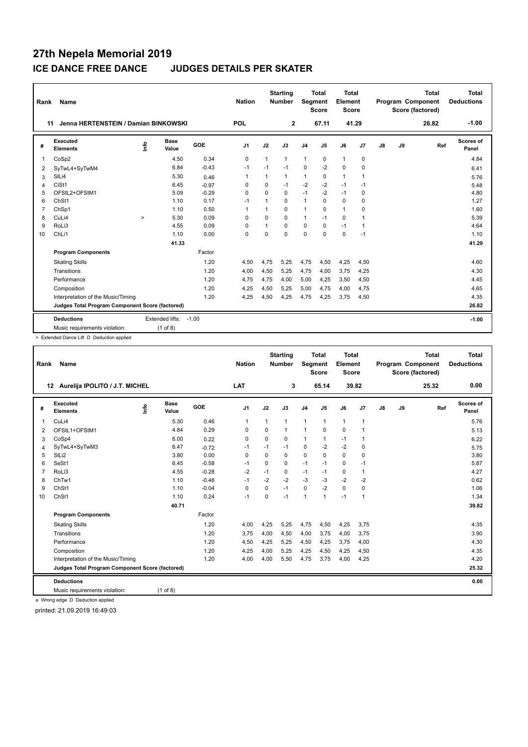# 27th Nepela Memorial 2019

## ICE DANCE FREE DANCE JUDGES DETAILS PER SKATER

| Rank | Name | Nation | Starting Number | Total Segment Score | Total Element Score | Total Program Component Score (factored) | Total Deductions |
|---|---|---|---|---|---|---|---|
| 11 | Jenna HERTENSTEIN / Damian BINKOWSKI | POL | 2 | 67.11 | 41.29 | 26.82 | -1.00 |

| # | Executed Elements | Info | Base Value | GOE | J1 | J2 | J3 | J4 | J5 | J6 | J7 | J8 | J9 | Ref | Scores of Panel |
|---|---|---|---|---|---|---|---|---|---|---|---|---|---|---|---|
| 1 | CoSp2 | | 4.50 | 0.34 | 0 | 1 | 1 | 1 | 0 | 1 | 0 | | | | 4.84 |
| 2 | SyTwL4+SyTwM4 | | 6.84 | -0.43 | -1 | -1 | -1 | 0 | -2 | 0 | 0 | | | | 6.41 |
| 3 | SlLi4 | | 5.30 | 0.46 | 1 | 1 | 1 | 1 | 0 | 1 | 1 | | | | 5.76 |
| 4 | CiSt1 | | 6.45 | -0.97 | 0 | 0 | -1 | -2 | -2 | -1 | -1 | | | | 5.48 |
| 5 | OFStL2+OFStM1 | | 5.09 | -0.29 | 0 | 0 | 0 | -1 | -2 | -1 | 0 | | | | 4.80 |
| 6 | ChSt1 | | 1.10 | 0.17 | -1 | 1 | 0 | 1 | 0 | 0 | 0 | | | | 1.27 |
| 7 | ChSp1 | | 1.10 | 0.50 | 1 | 1 | 0 | 1 | 0 | 1 | 0 | | | | 1.60 |
| 8 | CuLi4 | > | 5.30 | 0.09 | 0 | 0 | 0 | 1 | -1 | 0 | 1 | | | | 5.39 |
| 9 | RoLi3 | | 4.55 | 0.09 | 0 | 1 | 0 | 0 | 0 | -1 | 1 | | | | 4.64 |
| 10 | ChLi1 | | 1.10 | 0.00 | 0 | 0 | 0 | 0 | 0 | 0 | -1 | | | | 1.10 |
| | | | 41.33 | | | | | | | | | | | | 41.29 |
| | **Program Components** | | | Factor | | | | | | | | | | | |
| | Skating Skills | | | 1.20 | 4,50 | 4,75 | 5,25 | 4,75 | 4,50 | 4,25 | 4,50 | | | | 4.60 |
| | Transitions | | | 1.20 | 4,00 | 4,50 | 5,25 | 4,75 | 4,00 | 3,75 | 4,25 | | | | 4.30 |
| | Performance | | | 1.20 | 4,75 | 4,75 | 4,00 | 5,00 | 4,25 | 3,50 | 4,50 | | | | 4.45 |
| | Composition | | | 1.20 | 4,25 | 4,50 | 5,25 | 5,00 | 4,75 | 4,00 | 4,75 | | | | 4.65 |
| | Interpretation of the Music/Timing | | | 1.20 | 4,25 | 4,50 | 4,25 | 4,75 | 4,25 | 3,75 | 4,50 | | | | 4.35 |
| | **Judges Total Program Component Score (factored)** | | | | | | | | | | | | | | 26.82 |
| | **Deductions** | | Extended lifts: | -1.00 | | | | | | | | | | | -1.00 |
| | Music requirements violation: | | (1 of 8) | | | | | | | | | | | | |

> Extended Dance Lift D Deduction applied

| Rank | Name | Nation | Starting Number | Total Segment Score | Total Element Score | Total Program Component Score (factored) | Total Deductions |
|---|---|---|---|---|---|---|---|
| 12 | Aurelija IPOLITO / J.T. MICHEL | LAT | 3 | 65.14 | 39.82 | 25.32 | 0.00 |

| # | Executed Elements | Info | Base Value | GOE | J1 | J2 | J3 | J4 | J5 | J6 | J7 | J8 | J9 | Ref | Scores of Panel |
|---|---|---|---|---|---|---|---|---|---|---|---|---|---|---|---|
| 1 | CuLi4 | | 5.30 | 0.46 | 1 | 1 | 1 | 1 | 1 | 1 | 1 | | | | 5.76 |
| 2 | OFStL1+OFStM1 | | 4.84 | 0.29 | 0 | 0 | 1 | 1 | 0 | 0 | 1 | | | | 5.13 |
| 3 | CoSp4 | | 6.00 | 0.22 | 0 | 0 | 0 | 1 | 1 | -1 | 1 | | | | 6.22 |
| 4 | SyTwL4+SyTwM3 | | 6.47 | -0.72 | -1 | -1 | -1 | 0 | -2 | -2 | 0 | | | | 5.75 |
| 5 | SlLi2 | | 3.80 | 0.00 | 0 | 0 | 0 | 0 | 0 | 0 | 0 | | | | 3.80 |
| 6 | SeSt1 | | 6.45 | -0.58 | -1 | 0 | 0 | -1 | -1 | 0 | -1 | | | | 5.87 |
| 7 | RoLi3 | | 4.55 | -0.28 | -2 | -1 | 0 | -1 | -1 | 0 | 1 | | | | 4.27 |
| 8 | ChTw1 | | 1.10 | -0.48 | -1 | -2 | -2 | -3 | -3 | -2 | -2 | | | | 0.62 |
| 9 | ChSt1 | | 1.10 | -0.04 | 0 | 0 | -1 | 0 | -2 | 0 | 0 | | | | 1.06 |
| 10 | ChSl1 | | 1.10 | 0.24 | -1 | 0 | -1 | 1 | 1 | -1 | 1 | | | | 1.34 |
| | | | 40.71 | | | | | | | | | | | | 39.82 |
| | **Program Components** | | | Factor | | | | | | | | | | | |
| | Skating Skills | | | 1.20 | 4,00 | 4,25 | 5,25 | 4,75 | 4,50 | 4,25 | 3,75 | | | | 4.35 |
| | Transitions | | | 1.20 | 3,75 | 4,00 | 4,50 | 4,00 | 3,75 | 4,00 | 3,75 | | | | 3.90 |
| | Performance | | | 1.20 | 4,50 | 4,25 | 5,25 | 4,50 | 4,25 | 3,75 | 4,00 | | | | 4.30 |
| | Composition | | | 1.20 | 4,25 | 4,00 | 5,25 | 4,25 | 4,50 | 4,25 | 4,50 | | | | 4.35 |
| | Interpretation of the Music/Timing | | | 1.20 | 4,00 | 4,00 | 5,50 | 4,75 | 3,75 | 4,00 | 4,25 | | | | 4.20 |
| | **Judges Total Program Component Score (factored)** | | | | | | | | | | | | | | 25.32 |
| | **Deductions** | | | | | | | | | | | | | | 0.00 |
| | Music requirements violation: | | (1 of 8) | | | | | | | | | | | | |

e Wrong edge D Deduction applied

printed: 21.09.2019 16:49:03